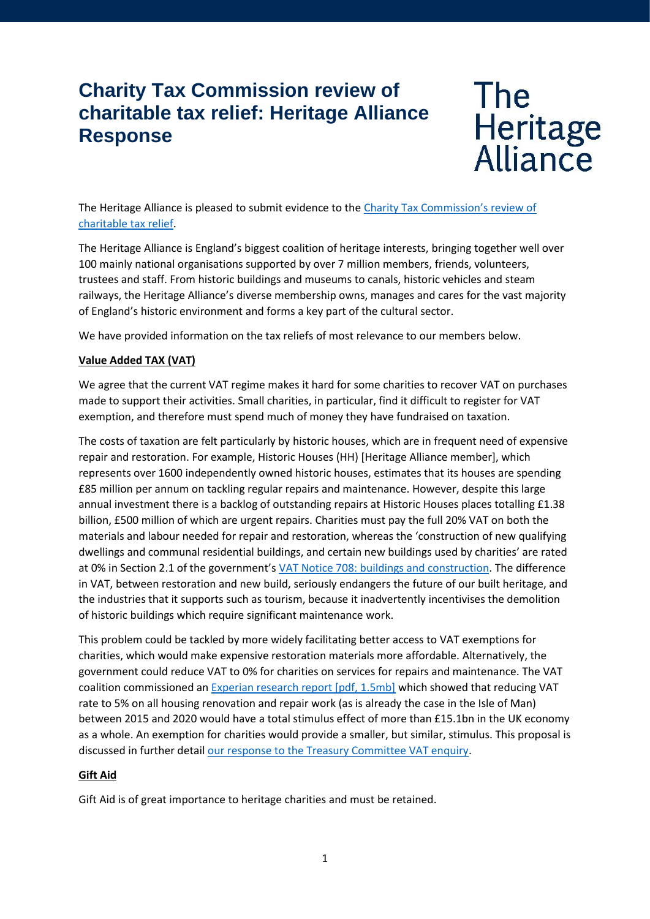# Charity Tax Commission review of charitable tax relief: Heritage Alliance Response

The Heritage Alliance

The Heritage Alliance is pleased to submit evidence to the [Charity Tax Commission's review of charitable tax relief](#).

The Heritage Alliance is England's biggest coalition of heritage interests, bringing together well over 100 mainly national organisations supported by over 7 million members, friends, volunteers, trustees and staff. From historic buildings and museums to canals, historic vehicles and steam railways, the Heritage Alliance's diverse membership owns, manages and cares for the vast majority of England's historic environment and forms a key part of the cultural sector.

We have provided information on the tax reliefs of most relevance to our members below.

**Value Added TAX (VAT)**

We agree that the current VAT regime makes it hard for some charities to recover VAT on purchases made to support their activities. Small charities, in particular, find it difficult to register for VAT exemption, and therefore must spend much of money they have fundraised on taxation.

The costs of taxation are felt particularly by historic houses, which are in frequent need of expensive repair and restoration. For example, Historic Houses (HH) [Heritage Alliance member], which represents over 1600 independently owned historic houses, estimates that its houses are spending £85 million per annum on tackling regular repairs and maintenance. However, despite this large annual investment there is a backlog of outstanding repairs at Historic Houses places totalling £1.38 billion, £500 million of which are urgent repairs. Charities must pay the full 20% VAT on both the materials and labour needed for repair and restoration, whereas the 'construction of new qualifying dwellings and communal residential buildings, and certain new buildings used by charities' are rated at 0% in Section 2.1 of the government's [VAT Notice 708: buildings and construction](#). The difference in VAT, between restoration and new build, seriously endangers the future of our built heritage, and the industries that it supports such as tourism, because it inadvertently incentivises the demolition of historic buildings which require significant maintenance work.

This problem could be tackled by more widely facilitating better access to VAT exemptions for charities, which would make expensive restoration materials more affordable. Alternatively, the government could reduce VAT to 0% for charities on services for repairs and maintenance. The VAT coalition commissioned an [Experian research report [pdf, 1.5mb]](#) which showed that reducing VAT rate to 5% on all housing renovation and repair work (as is already the case in the Isle of Man) between 2015 and 2020 would have a total stimulus effect of more than £15.1bn in the UK economy as a whole. An exemption for charities would provide a smaller, but similar, stimulus. This proposal is discussed in further detail [our response to the Treasury Committee VAT enquiry](#).

**Gift Aid**

Gift Aid is of great importance to heritage charities and must be retained.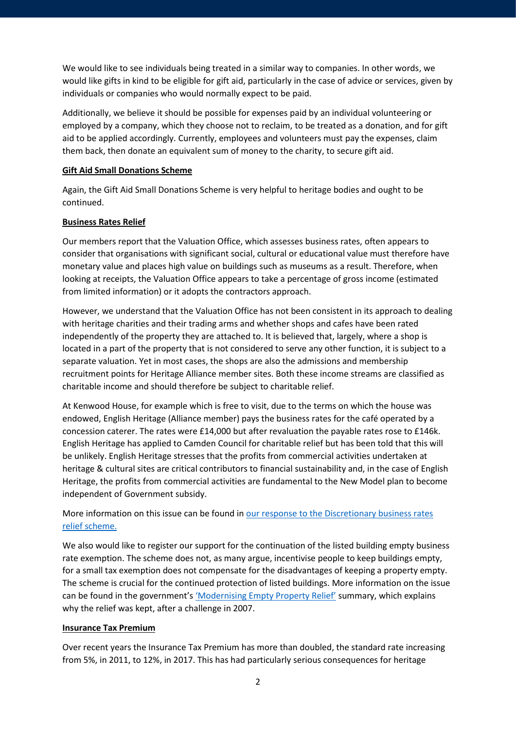We would like to see individuals being treated in a similar way to companies. In other words, we would like gifts in kind to be eligible for gift aid, particularly in the case of advice or services, given by individuals or companies who would normally expect to be paid.

Additionally, we believe it should be possible for expenses paid by an individual volunteering or employed by a company, which they choose not to reclaim, to be treated as a donation, and for gift aid to be applied accordingly. Currently, employees and volunteers must pay the expenses, claim them back, then donate an equivalent sum of money to the charity, to secure gift aid.

**Gift Aid Small Donations Scheme**

Again, the Gift Aid Small Donations Scheme is very helpful to heritage bodies and ought to be continued.

**Business Rates Relief**

Our members report that the Valuation Office, which assesses business rates, often appears to consider that organisations with significant social, cultural or educational value must therefore have monetary value and places high value on buildings such as museums as a result. Therefore, when looking at receipts, the Valuation Office appears to take a percentage of gross income (estimated from limited information) or it adopts the contractors approach.

However, we understand that the Valuation Office has not been consistent in its approach to dealing with heritage charities and their trading arms and whether shops and cafes have been rated independently of the property they are attached to. It is believed that, largely, where a shop is located in a part of the property that is not considered to serve any other function, it is subject to a separate valuation. Yet in most cases, the shops are also the admissions and membership recruitment points for Heritage Alliance member sites. Both these income streams are classified as charitable income and should therefore be subject to charitable relief.

At Kenwood House, for example which is free to visit, due to the terms on which the house was endowed, English Heritage (Alliance member) pays the business rates for the café operated by a concession caterer. The rates were £14,000 but after revaluation the payable rates rose to £146k. English Heritage has applied to Camden Council for charitable relief but has been told that this will be unlikely. English Heritage stresses that the profits from commercial activities undertaken at heritage & cultural sites are critical contributors to financial sustainability and, in the case of English Heritage, the profits from commercial activities are fundamental to the New Model plan to become independent of Government subsidy.

More information on this issue can be found in [our response to the Discretionary business rates relief scheme.]()

We also would like to register our support for the continuation of the listed building empty business rate exemption. The scheme does not, as many argue, incentivise people to keep buildings empty, for a small tax exemption does not compensate for the disadvantages of keeping a property empty. The scheme is crucial for the continued protection of listed buildings. More information on the issue can be found in the government's ['Modernising Empty Property Relief']() summary, which explains why the relief was kept, after a challenge in 2007.

**Insurance Tax Premium**

Over recent years the Insurance Tax Premium has more than doubled, the standard rate increasing from 5%, in 2011, to 12%, in 2017. This has had particularly serious consequences for heritage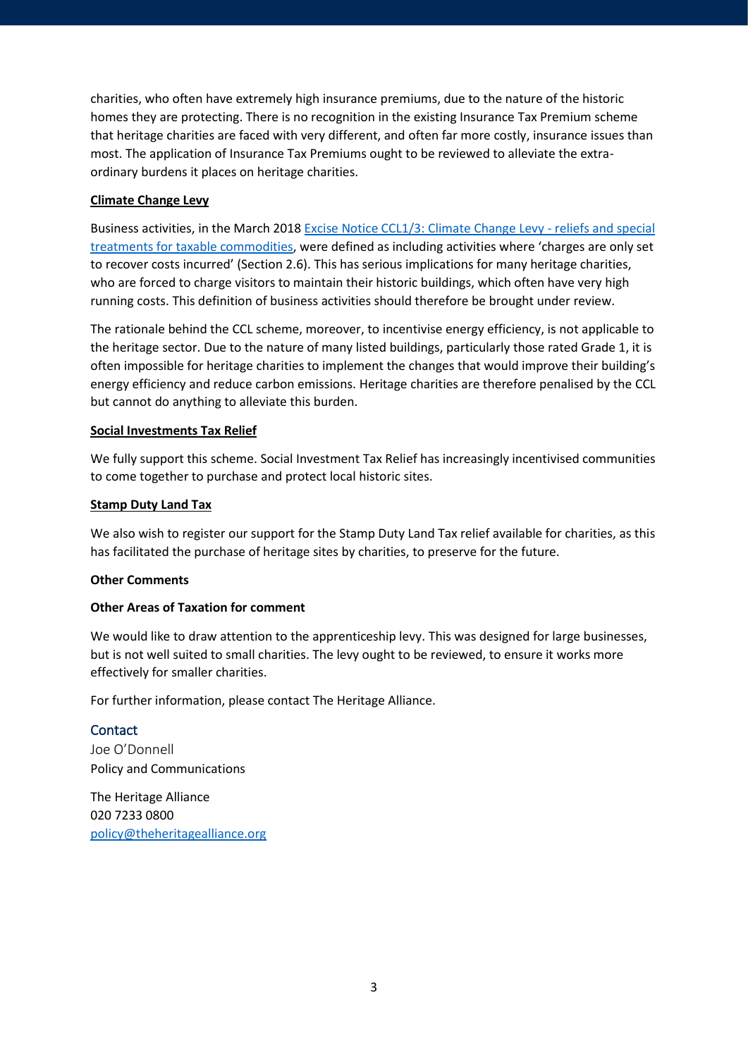charities, who often have extremely high insurance premiums, due to the nature of the historic homes they are protecting. There is no recognition in the existing Insurance Tax Premium scheme that heritage charities are faced with very different, and often far more costly, insurance issues than most. The application of Insurance Tax Premiums ought to be reviewed to alleviate the extra-ordinary burdens it places on heritage charities.

**Climate Change Levy**

Business activities, in the March 2018 [Excise Notice CCL1/3: Climate Change Levy - reliefs and special treatments for taxable commodities](), were defined as including activities where 'charges are only set to recover costs incurred' (Section 2.6). This has serious implications for many heritage charities, who are forced to charge visitors to maintain their historic buildings, which often have very high running costs. This definition of business activities should therefore be brought under review.

The rationale behind the CCL scheme, moreover, to incentivise energy efficiency, is not applicable to the heritage sector. Due to the nature of many listed buildings, particularly those rated Grade 1, it is often impossible for heritage charities to implement the changes that would improve their building's energy efficiency and reduce carbon emissions. Heritage charities are therefore penalised by the CCL but cannot do anything to alleviate this burden.

**Social Investments Tax Relief**

We fully support this scheme. Social Investment Tax Relief has increasingly incentivised communities to come together to purchase and protect local historic sites.

**Stamp Duty Land Tax**

We also wish to register our support for the Stamp Duty Land Tax relief available for charities, as this has facilitated the purchase of heritage sites by charities, to preserve for the future.

**Other Comments**

**Other Areas of Taxation for comment**

We would like to draw attention to the apprenticeship levy. This was designed for large businesses, but is not well suited to small charities. The levy ought to be reviewed, to ensure it works more effectively for smaller charities.

For further information, please contact The Heritage Alliance.

## Contact

Joe O'Donnell
Policy and Communications

The Heritage Alliance
020 7233 0800
policy@theheritagealliance.org